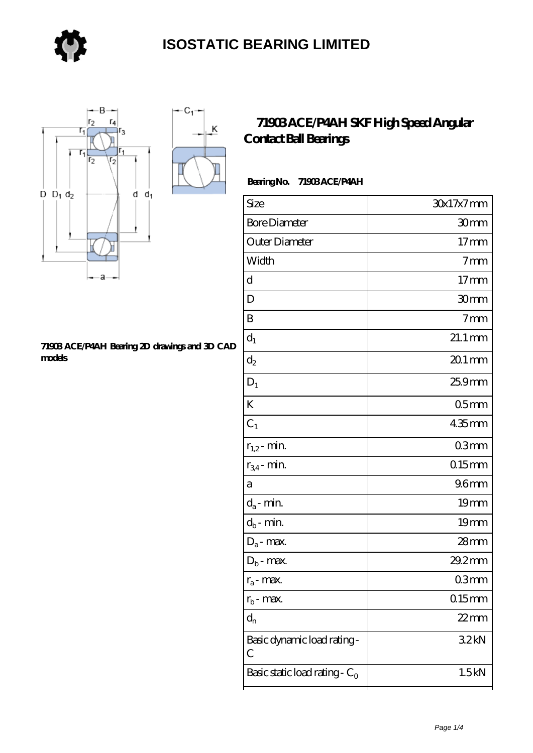# ISOSTATIC BEARING LIMITED

## 71903 ACE/P4AH SKF High Speed Angular Contact Ball Bearings

71903 ACE/P4AH Bearing 2D drawings and 3D CAD models

**Bearing No. 71903 ACE/P4AH**

| Size | 30x17x7 mm |
|---|---|
| Bore Diameter | 30 mm |
| Outer Diameter | 17 mm |
| Width | 7 mm |
| d | 17 mm |
| D | 30 mm |
| B | 7 mm |
| $d_1$ | 21.1 mm |
| $d_2$ | 20.1 mm |
| $D_1$ | 25.9 mm |
| K | 0.5 mm |
| $C_1$ | 4.35 mm |
| $r_{1,2}$ - min. | 0.3 mm |
| $r_{3,4}$ - min. | 0.15 mm |
| a | 9.6 mm |
| $d_a$ - min. | 19 mm |
| $d_b$ - min. | 19 mm |
| $D_a$ - max. | 28 mm |
| $D_b$ - max. | 29.2 mm |
| $r_a$ - max. | 0.3 mm |
| $r_b$ - max. | 0.15 mm |
| $d_n$ | 22 mm |
| Basic dynamic load rating - C | 3.2 kN |
| Basic static load rating - $C_0$ | 1.5 kN |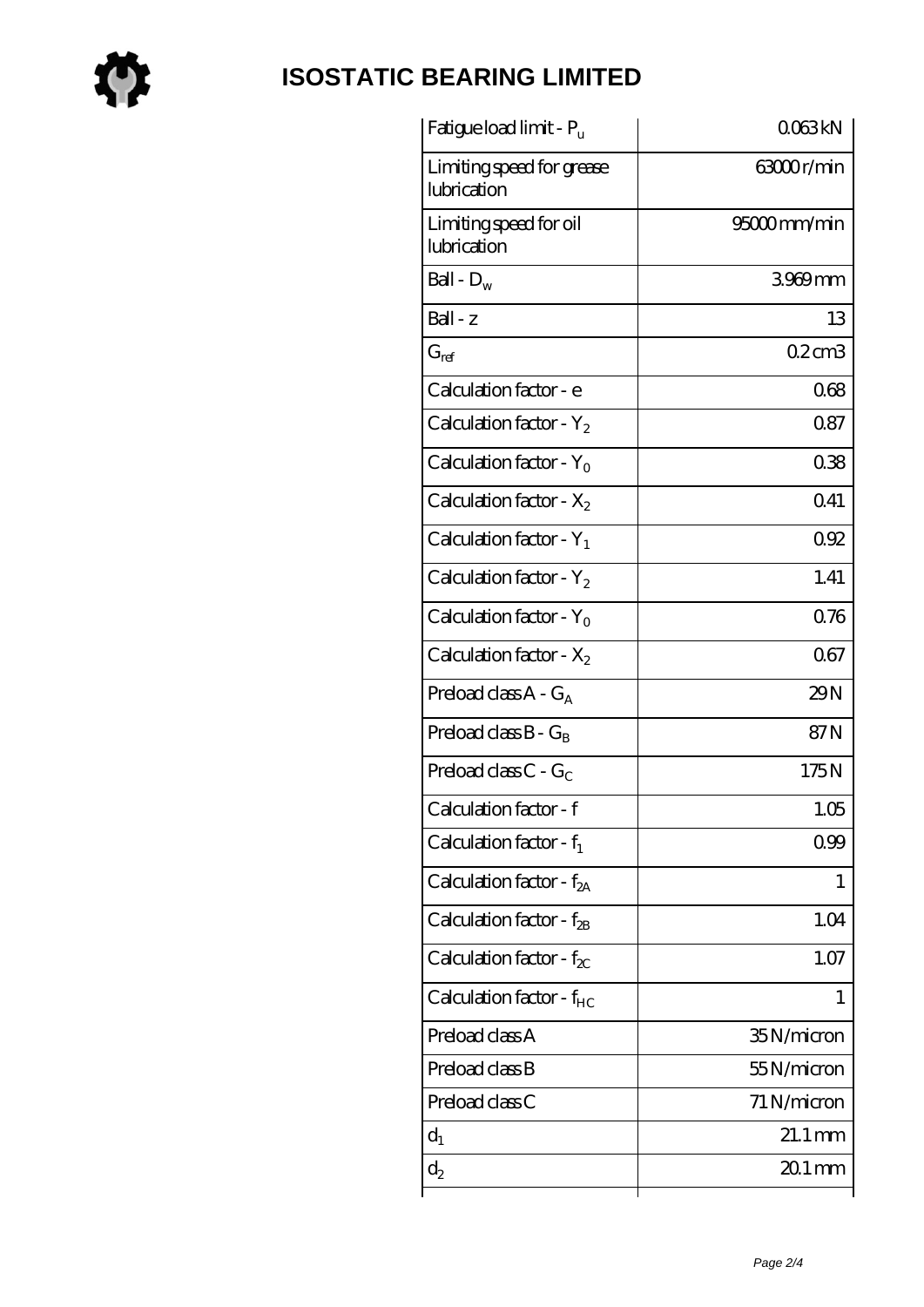# ISOSTATIC BEARING LIMITED

| | |
|---|---|
| Fatigue load limit - $P_u$ | 0.063 kN |
| Limiting speed for grease lubrication | 63000 r/min |
| Limiting speed for oil lubrication | 95000 mm/min |
| Ball - $D_w$ | 3.969 mm |
| Ball - z | 13 |
| $G_{ref}$ | 0.2 cm3 |
| Calculation factor - e | 0.68 |
| Calculation factor - $Y_2$ | 0.87 |
| Calculation factor - $Y_0$ | 0.38 |
| Calculation factor - $X_2$ | 0.41 |
| Calculation factor - $Y_1$ | 0.92 |
| Calculation factor - $Y_2$ | 1.41 |
| Calculation factor - $Y_0$ | 0.76 |
| Calculation factor - $X_2$ | 0.67 |
| Preload class A - $G_A$ | 29 N |
| Preload class B - $G_B$ | 87 N |
| Preload class C - $G_C$ | 175 N |
| Calculation factor - f | 1.05 |
| Calculation factor - $f_1$ | 0.99 |
| Calculation factor - $f_{2A}$ | 1 |
| Calculation factor - $f_{2B}$ | 1.04 |
| Calculation factor - $f_{2C}$ | 1.07 |
| Calculation factor - $f_{HC}$ | 1 |
| Preload class A | 35 N/micron |
| Preload class B | 55 N/micron |
| Preload class C | 71 N/micron |
| $d_1$ | 21.1 mm |
| $d_2$ | 20.1 mm |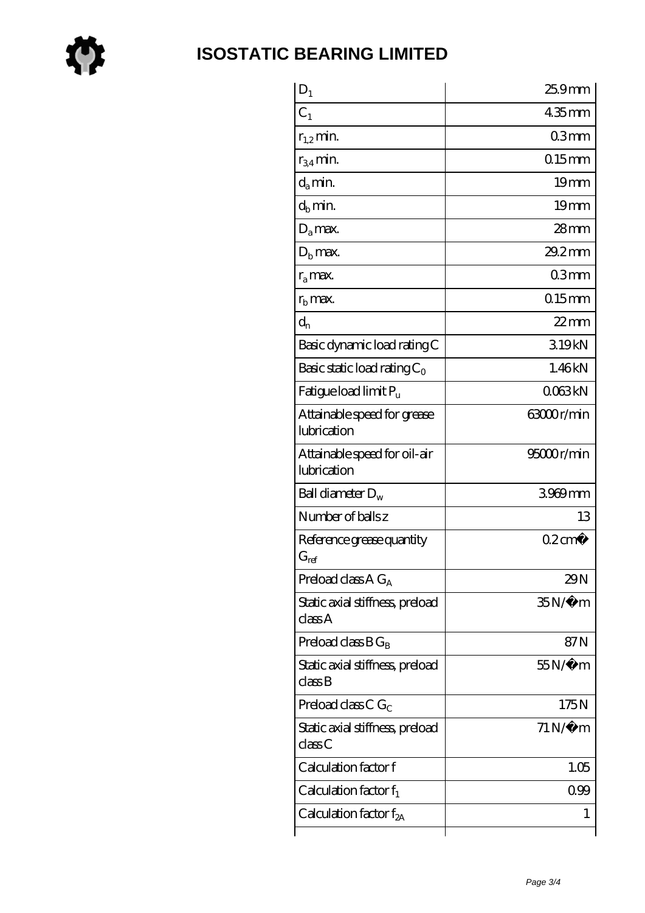# ISOSTATIC BEARING LIMITED

| | |
|---|---|
| $D_1$ | 25.9 mm |
| $C_1$ | 4.35 mm |
| $r_{1,2}$ min. | 0.3 mm |
| $r_{3,4}$ min. | 0.15 mm |
| $d_a$ min. | 19 mm |
| $d_b$ min. | 19 mm |
| $D_a$ max. | 28 mm |
| $D_b$ max. | 29.2 mm |
| $r_a$ max. | 0.3 mm |
| $r_b$ max. | 0.15 mm |
| $d_n$ | 22 mm |
| Basic dynamic load rating C | 3.19 kN |
| Basic static load rating $C_0$ | 1.46 kN |
| Fatigue load limit $P_u$ | 0.063 kN |
| Attainable speed for grease lubrication | 63000 r/min |
| Attainable speed for oil-air lubrication | 95000 r/min |
| Ball diameter $D_w$ | 3.969 mm |
| Number of balls z | 13 |
| Reference grease quantity $G_{ref}$ | 0.2 cm� |
| Preload class A $G_A$ | 29 N |
| Static axial stiffness, preload class A | 35 N/�m |
| Preload class B $G_B$ | 87 N |
| Static axial stiffness, preload class B | 55 N/�m |
| Preload class C $G_C$ | 175 N |
| Static axial stiffness, preload class C | 71 N/�m |
| Calculation factor f | 1.05 |
| Calculation factor $f_1$ | 0.99 |
| Calculation factor $f_{2A}$ | 1 |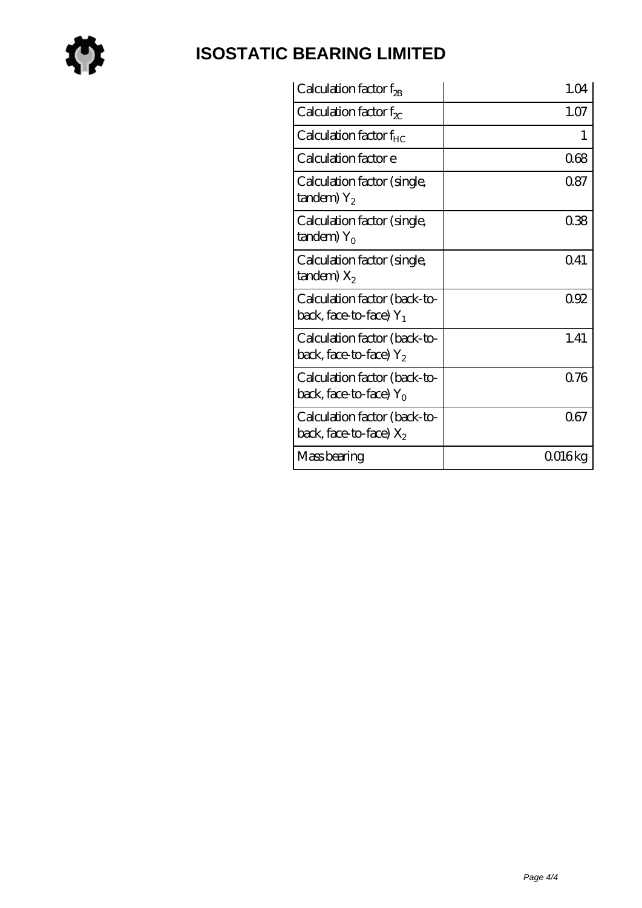# ISOSTATIC BEARING LIMITED

| | |
|---|---|
| Calculation factor $f_{2B}$ | 1.04 |
| Calculation factor $f_{2C}$ | 1.07 |
| Calculation factor $f_{HC}$ | 1 |
| Calculation factor e | 0.68 |
| Calculation factor (single, tandem) $Y_2$ | 0.87 |
| Calculation factor (single, tandem) $Y_0$ | 0.38 |
| Calculation factor (single, tandem) $X_2$ | 0.41 |
| Calculation factor (back-to-back, face-to-face) $Y_1$ | 0.92 |
| Calculation factor (back-to-back, face-to-face) $Y_2$ | 1.41 |
| Calculation factor (back-to-back, face-to-face) $Y_0$ | 0.76 |
| Calculation factor (back-to-back, face-to-face) $X_2$ | 0.67 |
| Mass bearing | 0.016 kg |